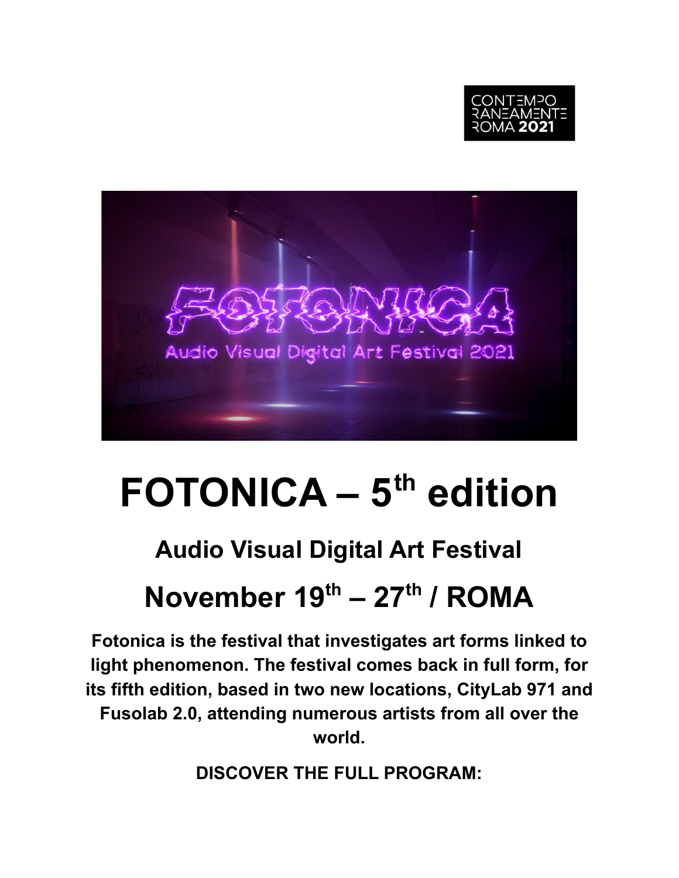# FOTONICA – 5th edition

## Audio Visual Digital Art Festival

## November 19th – 27th / ROMA

**Fotonica is the festival that investigates art forms linked to light phenomenon. The festival comes back in full form, for its fifth edition, based in two new locations, CityLab 971 and Fusolab 2.0, attending numerous artists from all over the world.**

**DISCOVER THE FULL PROGRAM:**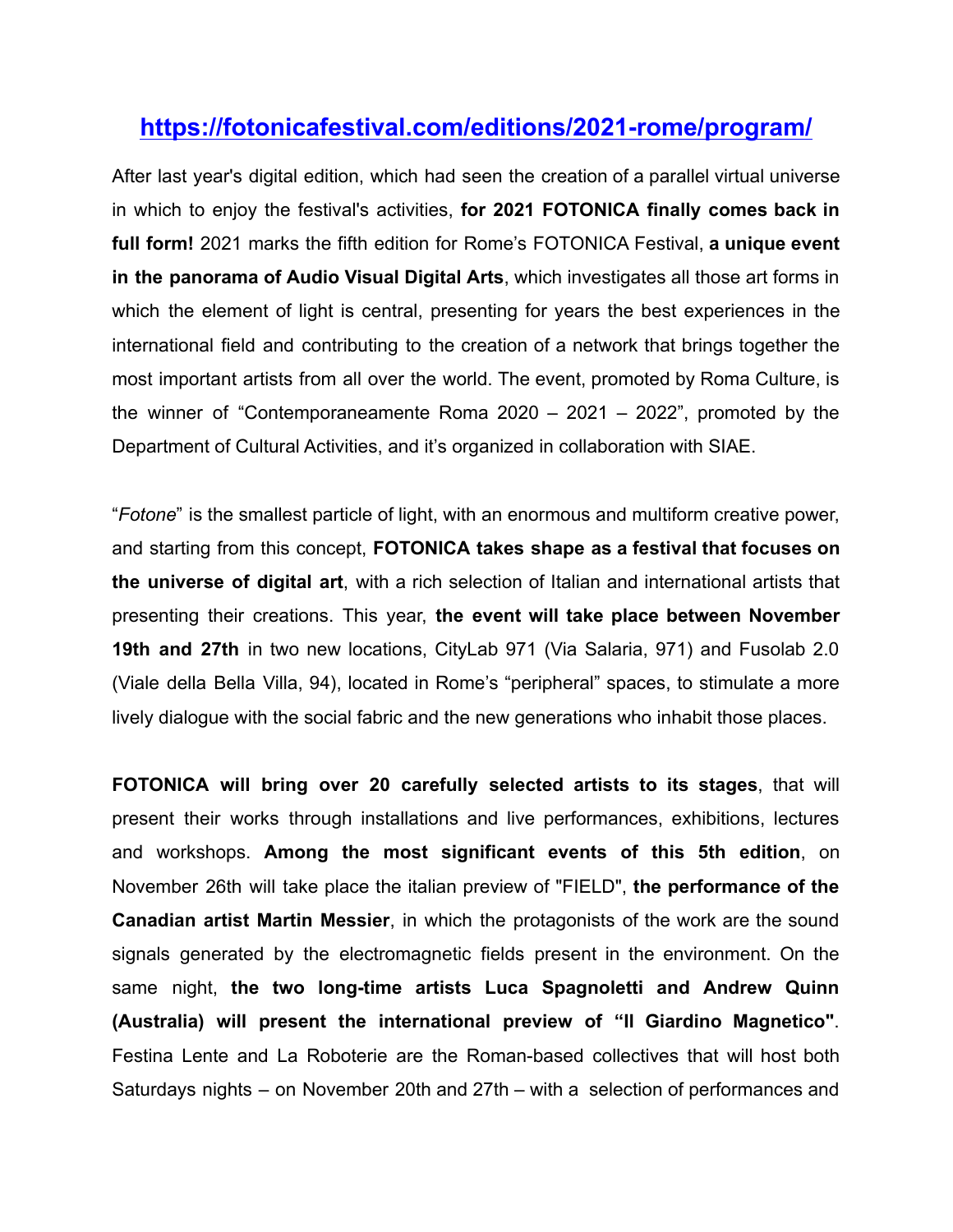## [https://fotonicafestival.com/editions/2021-rome/program/](https://fotonicafestival.com/editions/2021-rome/program/)

After last year's digital edition, which had seen the creation of a parallel virtual universe in which to enjoy the festival's activities, **for 2021 FOTONICA finally comes back in full form!** 2021 marks the fifth edition for Rome's FOTONICA Festival, **a unique event in the panorama of Audio Visual Digital Arts**, which investigates all those art forms in which the element of light is central, presenting for years the best experiences in the international field and contributing to the creation of a network that brings together the most important artists from all over the world. The event, promoted by Roma Culture, is the winner of "Contemporaneamente Roma 2020 – 2021 – 2022", promoted by the Department of Cultural Activities, and it's organized in collaboration with SIAE.

"*Fotone*" is the smallest particle of light, with an enormous and multiform creative power, and starting from this concept, **FOTONICA takes shape as a festival that focuses on the universe of digital art**, with a rich selection of Italian and international artists that presenting their creations. This year, **the event will take place between November 19th and 27th** in two new locations, CityLab 971 (Via Salaria, 971) and Fusolab 2.0 (Viale della Bella Villa, 94), located in Rome's "peripheral" spaces, to stimulate a more lively dialogue with the social fabric and the new generations who inhabit those places.

**FOTONICA will bring over 20 carefully selected artists to its stages**, that will present their works through installations and live performances, exhibitions, lectures and workshops. **Among the most significant events of this 5th edition**, on November 26th will take place the italian preview of "FIELD", **the performance of the Canadian artist Martin Messier**, in which the protagonists of the work are the sound signals generated by the electromagnetic fields present in the environment. On the same night, **the two long-time artists Luca Spagnoletti and Andrew Quinn (Australia) will present the international preview of "Il Giardino Magnetico"**. Festina Lente and La Roboterie are the Roman-based collectives that will host both Saturdays nights – on November 20th and 27th – with a selection of performances and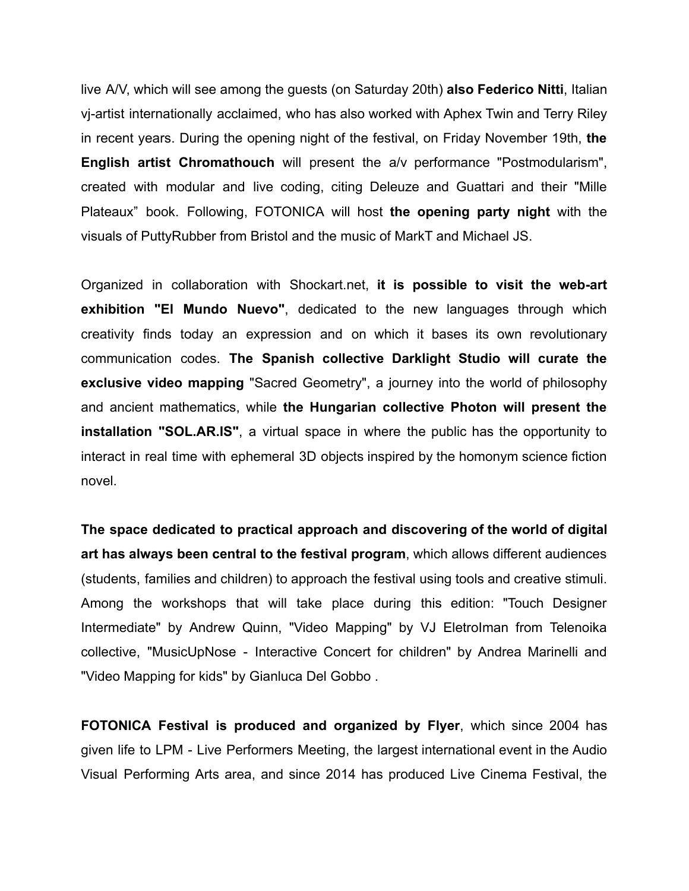live A/V, which will see among the guests (on Saturday 20th) **also Federico Nitti**, Italian vj-artist internationally acclaimed, who has also worked with Aphex Twin and Terry Riley in recent years. During the opening night of the festival, on Friday November 19th, **the English artist Chromathouch** will present the a/v performance "Postmodularism", created with modular and live coding, citing Deleuze and Guattari and their "Mille Plateaux" book. Following, FOTONICA will host **the opening party night** with the visuals of PuttyRubber from Bristol and the music of MarkT and Michael JS.

Organized in collaboration with Shockart.net, **it is possible to visit the web-art exhibition "El Mundo Nuevo"**, dedicated to the new languages through which creativity finds today an expression and on which it bases its own revolutionary communication codes. **The Spanish collective Darklight Studio will curate the exclusive video mapping** "Sacred Geometry", a journey into the world of philosophy and ancient mathematics, while **the Hungarian collective Photon will present the installation "SOL.AR.IS"**, a virtual space in where the public has the opportunity to interact in real time with ephemeral 3D objects inspired by the homonym science fiction novel.

**The space dedicated to practical approach and discovering of the world of digital art has always been central to the festival program**, which allows different audiences (students, families and children) to approach the festival using tools and creative stimuli. Among the workshops that will take place during this edition: "Touch Designer Intermediate" by Andrew Quinn, "Video Mapping" by VJ EletroIman from Telenoika collective, "MusicUpNose - Interactive Concert for children" by Andrea Marinelli and "Video Mapping for kids" by Gianluca Del Gobbo .

**FOTONICA Festival is produced and organized by Flyer**, which since 2004 has given life to LPM - Live Performers Meeting, the largest international event in the Audio Visual Performing Arts area, and since 2014 has produced Live Cinema Festival, the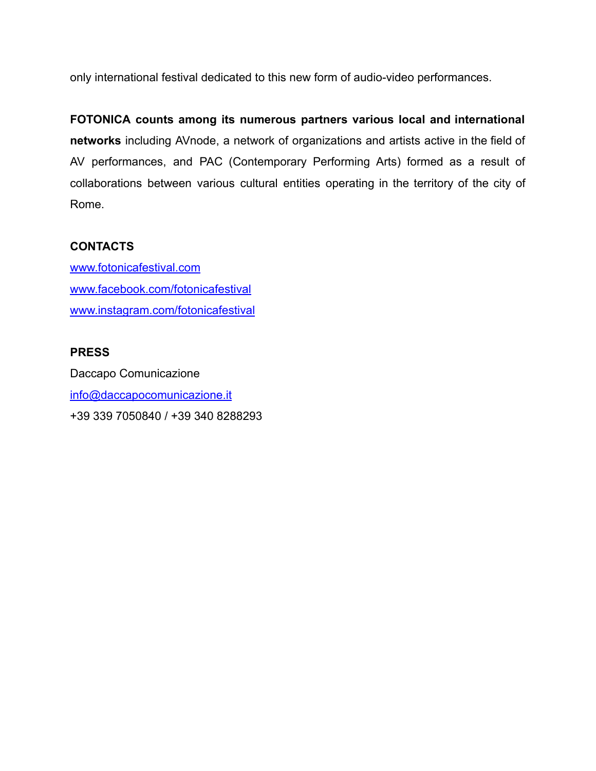only international festival dedicated to this new form of audio-video performances.

**FOTONICA counts among its numerous partners various local and international networks** including AVnode, a network of organizations and artists active in the field of AV performances, and PAC (Contemporary Performing Arts) formed as a result of collaborations between various cultural entities operating in the territory of the city of Rome.

**CONTACTS**

www.fotonicafestival.com
www.facebook.com/fotonicafestival
www.instagram.com/fotonicafestival

**PRESS**

Daccapo Comunicazione
info@daccapocomunicazione.it
+39 339 7050840 / +39 340 8288293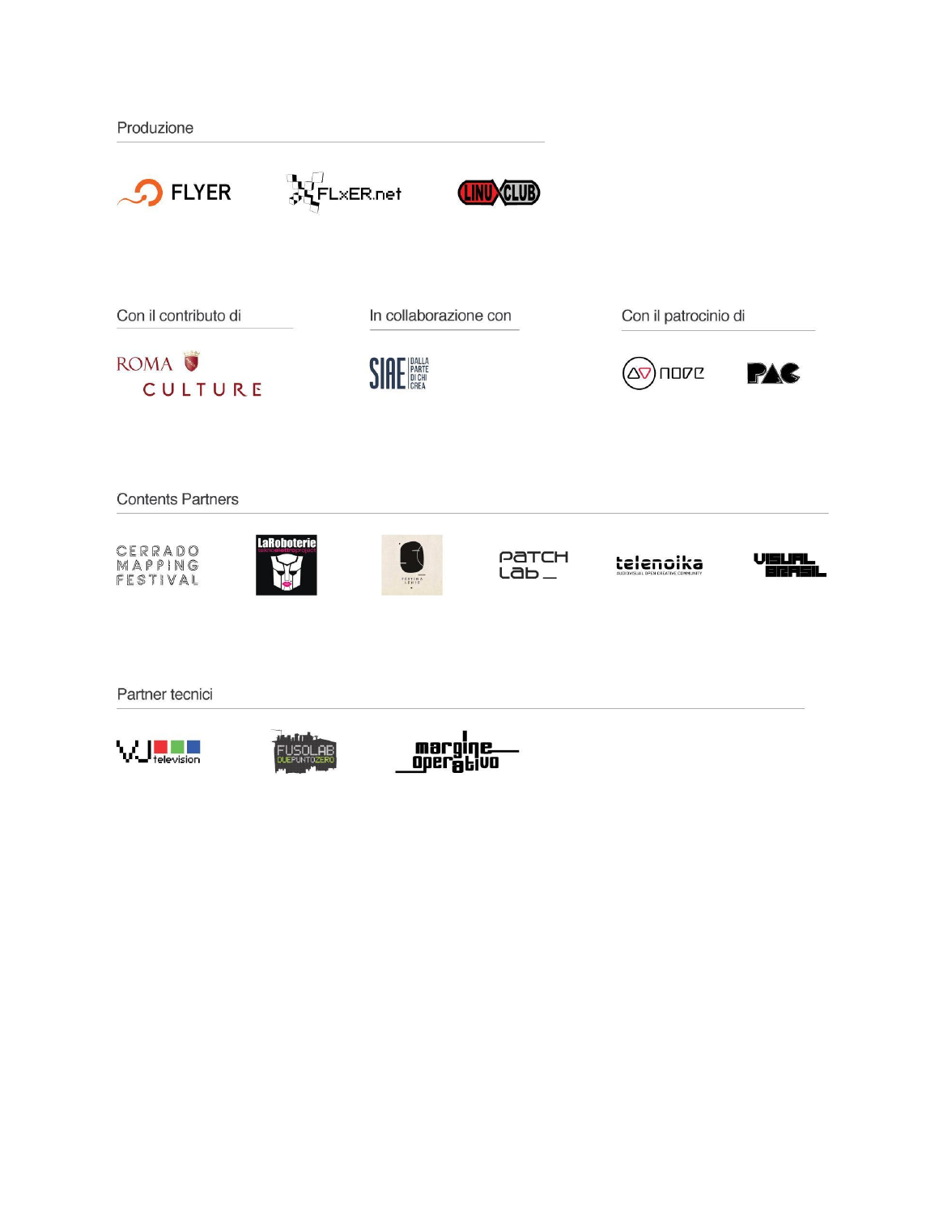Produzione

FLYER

FLxER.net

LINUXCLUB

Con il contributo di

ROMA CULTURE

In collaborazione con

SIAE DALLA PARTE DI CHI CREA

Con il patrocinio di

nove

PAC

Contents Partners

CERRADO MAPPING FESTIVAL

LaRoboterie

patch lab_

telenoika

VISUAL BRASIL

Partner tecnici

VJ television

FUSOLAB DUEPUNTOZERO

margine operativo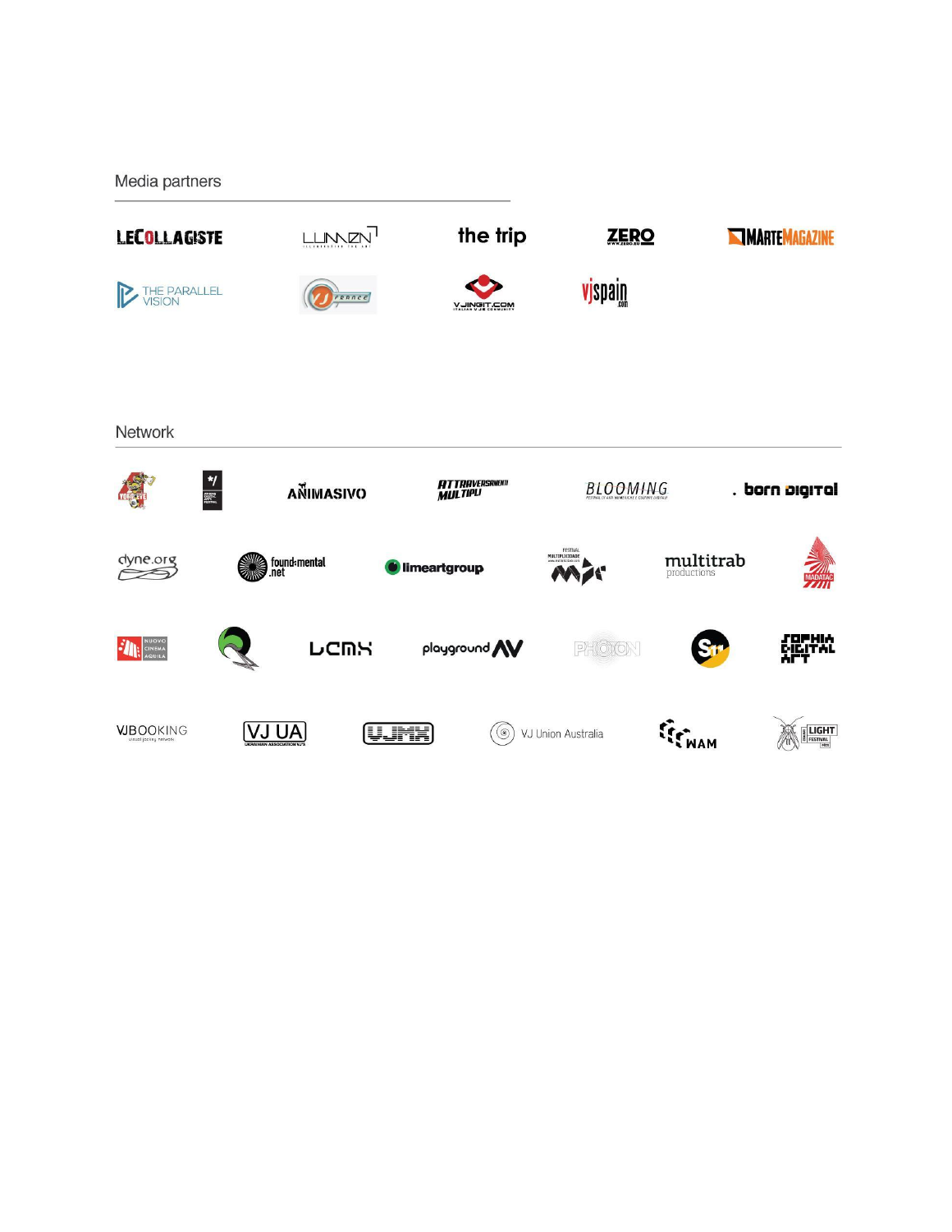## Media partners

LECOLLAGISTE

LUMEN

the trip

ZERO

MARTEMAGAZINE

THE PARALLEL VISION

VJ FRANCE

VJINGIT.COM

vjspain.com

## Network

ANIMASIVO

ATTRAVERSAMENTI MULTIPLI

BLOOMING

. born Digital

dyne.org

found:mental .net

limeartgroup

multitrab productions

MADATAC

NUOVO CINEMA AQUILA

LCMX

playground AV

PHOON

SOPHIA DIGITAL ART

VJBOOKING

VJ UA

VJ Union Australia

WAM

LIGHT FESTIVAL